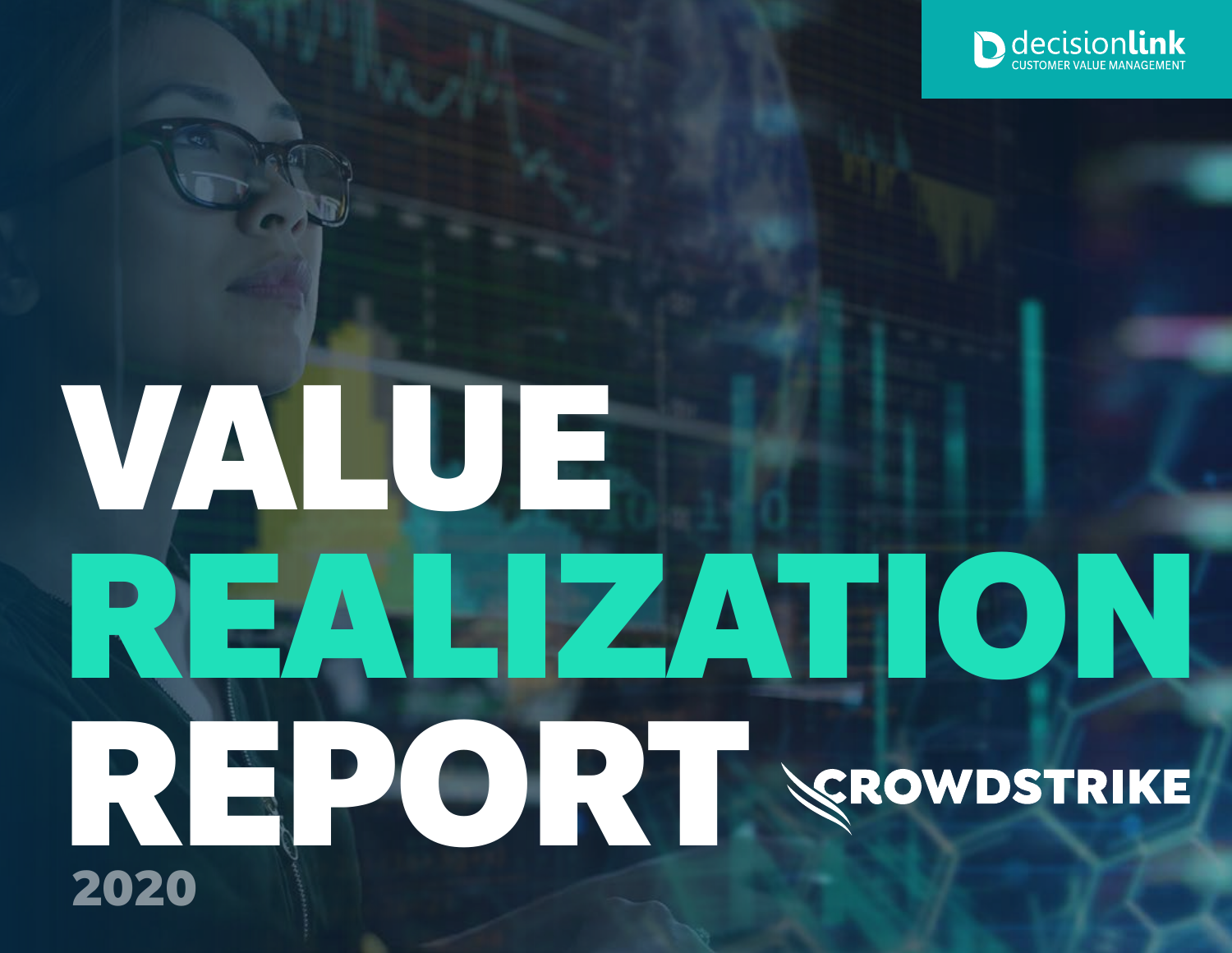decisionlink
CUSTOMER VALUE MANAGEMENT

# VALUE REALIZATION REPORT

CROWDSTRIKE

2020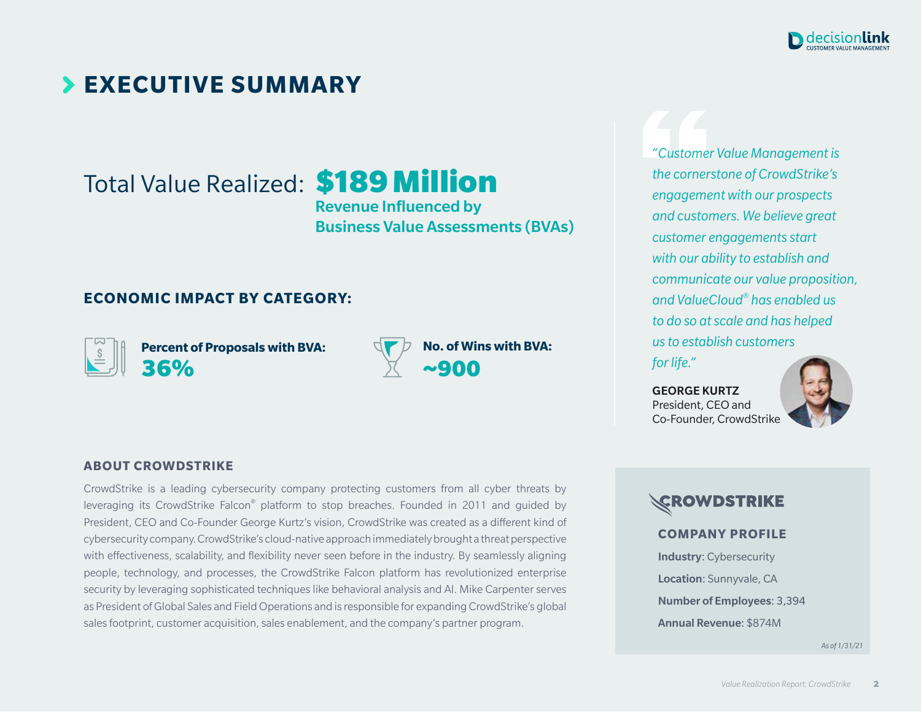# EXECUTIVE SUMMARY

Total Value Realized: **$189 Million**
**Revenue Influenced by Business Value Assessments (BVAs)**

## ECONOMIC IMPACT BY CATEGORY:

**Percent of Proposals with BVA:**
**36%**

**No. of Wins with BVA:**
**~900**

*"Customer Value Management is the cornerstone of CrowdStrike's engagement with our prospects and customers. We believe great customer engagements start with our ability to establish and communicate our value proposition, and ValueCloud® has enabled us to do so at scale and has helped us to establish customers for life."*

**GEORGE KURTZ**
President, CEO and Co-Founder, CrowdStrike

## ABOUT CROWDSTRIKE

CrowdStrike is a leading cybersecurity company protecting customers from all cyber threats by leveraging its CrowdStrike Falcon® platform to stop breaches. Founded in 2011 and guided by President, CEO and Co-Founder George Kurtz's vision, CrowdStrike was created as a different kind of cybersecurity company. CrowdStrike's cloud-native approach immediately brought a threat perspective with effectiveness, scalability, and flexibility never seen before in the industry. By seamlessly aligning people, technology, and processes, the CrowdStrike Falcon platform has revolutionized enterprise security by leveraging sophisticated techniques like behavioral analysis and AI. Mike Carpenter serves as President of Global Sales and Field Operations and is responsible for expanding CrowdStrike's global sales footprint, customer acquisition, sales enablement, and the company's partner program.

CROWDSTRIKE

### COMPANY PROFILE

**Industry**: Cybersecurity

**Location**: Sunnyvale, CA

**Number of Employees**: 3,394

**Annual Revenue**: $874M

*As of 1/31/21*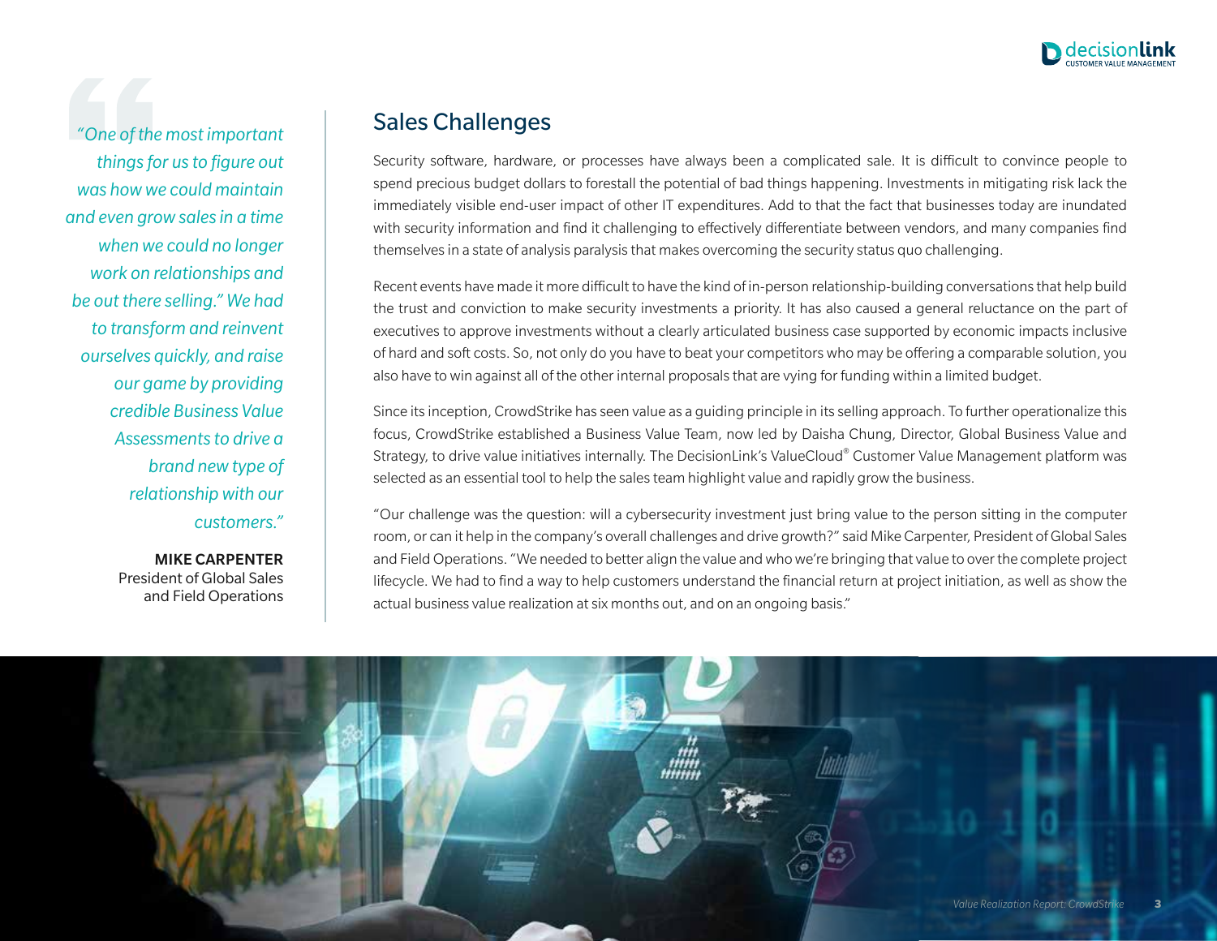> *"One of the most important things for us to figure out was how we could maintain and even grow sales in a time when we could no longer work on relationships and be out there selling." We had to transform and reinvent ourselves quickly, and raise our game by providing credible Business Value Assessments to drive a brand new type of relationship with our customers."*
>
> **MIKE CARPENTER**
> President of Global Sales and Field Operations

## Sales Challenges

Security software, hardware, or processes have always been a complicated sale. It is difficult to convince people to spend precious budget dollars to forestall the potential of bad things happening. Investments in mitigating risk lack the immediately visible end-user impact of other IT expenditures. Add to that the fact that businesses today are inundated with security information and find it challenging to effectively differentiate between vendors, and many companies find themselves in a state of analysis paralysis that makes overcoming the security status quo challenging.

Recent events have made it more difficult to have the kind of in-person relationship-building conversations that help build the trust and conviction to make security investments a priority. It has also caused a general reluctance on the part of executives to approve investments without a clearly articulated business case supported by economic impacts inclusive of hard and soft costs. So, not only do you have to beat your competitors who may be offering a comparable solution, you also have to win against all of the other internal proposals that are vying for funding within a limited budget.

Since its inception, CrowdStrike has seen value as a guiding principle in its selling approach. To further operationalize this focus, CrowdStrike established a Business Value Team, now led by Daisha Chung, Director, Global Business Value and Strategy, to drive value initiatives internally. The DecisionLink's ValueCloud® Customer Value Management platform was selected as an essential tool to help the sales team highlight value and rapidly grow the business.

"Our challenge was the question: will a cybersecurity investment just bring value to the person sitting in the computer room, or can it help in the company's overall challenges and drive growth?" said Mike Carpenter, President of Global Sales and Field Operations. "We needed to better align the value and who we're bringing that value to over the complete project lifecycle. We had to find a way to help customers understand the financial return at project initiation, as well as show the actual business value realization at six months out, and on an ongoing basis."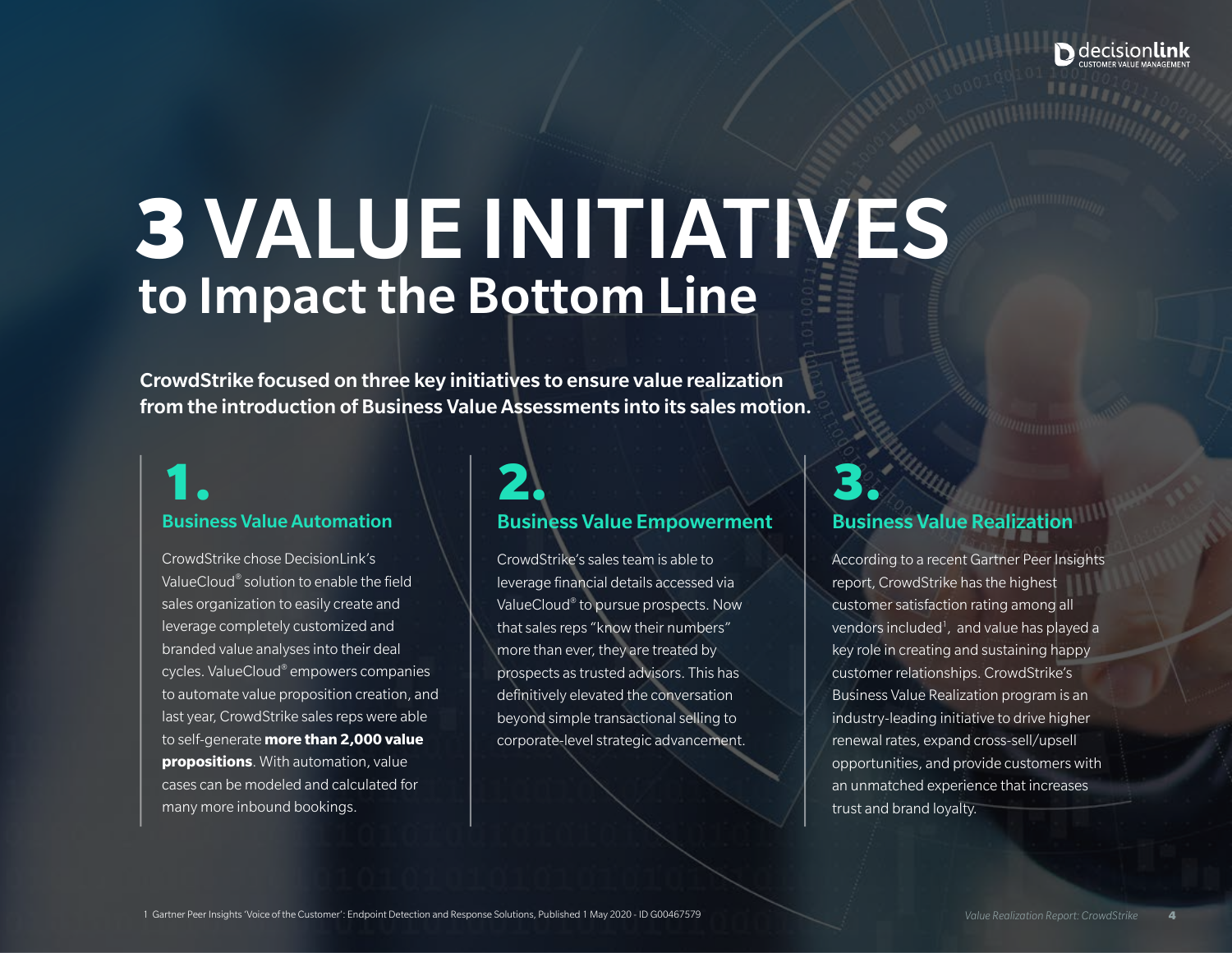# 3 VALUE INITIATIVES

## to Impact the Bottom Line

**CrowdStrike focused on three key initiatives to ensure value realization from the introduction of Business Value Assessments into its sales motion.**

### 1. Business Value Automation

CrowdStrike chose DecisionLink's ValueCloud® solution to enable the field sales organization to easily create and leverage completely customized and branded value analyses into their deal cycles. ValueCloud® empowers companies to automate value proposition creation, and last year, CrowdStrike sales reps were able to self-generate **more than 2,000 value propositions**. With automation, value cases can be modeled and calculated for many more inbound bookings.

### 2. Business Value Empowerment

CrowdStrike's sales team is able to leverage financial details accessed via ValueCloud® to pursue prospects. Now that sales reps "know their numbers" more than ever, they are treated by prospects as trusted advisors. This has definitively elevated the conversation beyond simple transactional selling to corporate-level strategic advancement.

### 3. Business Value Realization

According to a recent Gartner Peer Insights report, CrowdStrike has the highest customer satisfaction rating among all vendors included[1], and value has played a key role in creating and sustaining happy customer relationships. CrowdStrike's Business Value Realization program is an industry-leading initiative to drive higher renewal rates, expand cross-sell/upsell opportunities, and provide customers with an unmatched experience that increases trust and brand loyalty.

1 Gartner Peer Insights 'Voice of the Customer': Endpoint Detection and Response Solutions, Published 1 May 2020 - ID G00467579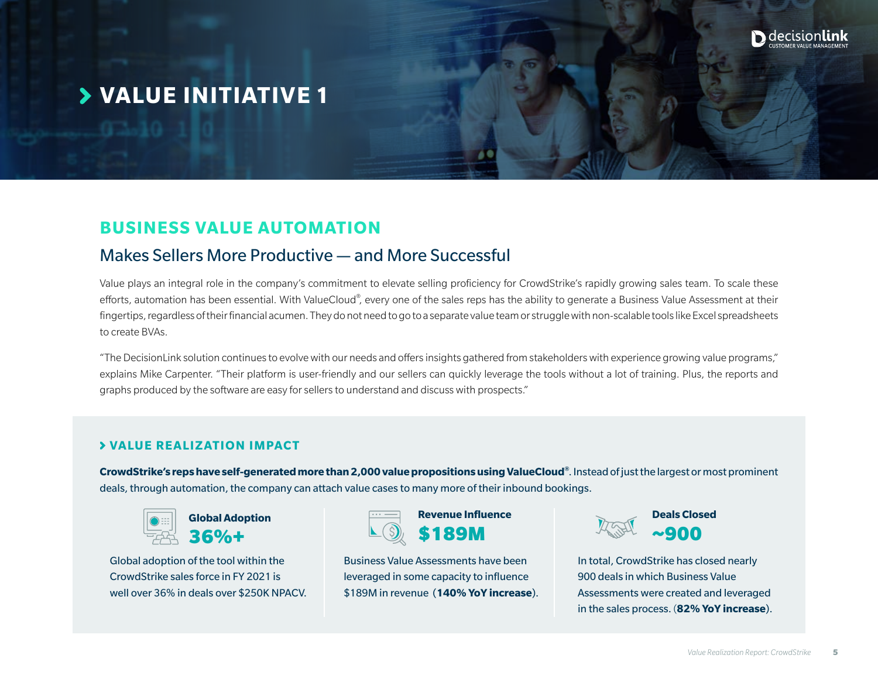# VALUE INITIATIVE 1

## BUSINESS VALUE AUTOMATION

### Makes Sellers More Productive — and More Successful

Value plays an integral role in the company's commitment to elevate selling proficiency for CrowdStrike's rapidly growing sales team. To scale these efforts, automation has been essential. With ValueCloud®, every one of the sales reps has the ability to generate a Business Value Assessment at their fingertips, regardless of their financial acumen. They do not need to go to a separate value team or struggle with non-scalable tools like Excel spreadsheets to create BVAs.

"The DecisionLink solution continues to evolve with our needs and offers insights gathered from stakeholders with experience growing value programs," explains Mike Carpenter. "Their platform is user-friendly and our sellers can quickly leverage the tools without a lot of training. Plus, the reports and graphs produced by the software are easy for sellers to understand and discuss with prospects."

### VALUE REALIZATION IMPACT

**CrowdStrike's reps have self-generated more than 2,000 value propositions using ValueCloud®.** Instead of just the largest or most prominent deals, through automation, the company can attach value cases to many more of their inbound bookings.

**Global Adoption**

**36%+**

Global adoption of the tool within the CrowdStrike sales force in FY 2021 is well over 36% in deals over $250K NPACV.

**Revenue Influence**

**$189M**

Business Value Assessments have been leveraged in some capacity to influence $189M in revenue (**140% YoY increase**).

**Deals Closed**

**~900**

In total, CrowdStrike has closed nearly 900 deals in which Business Value Assessments were created and leveraged in the sales process. (**82% YoY increase**).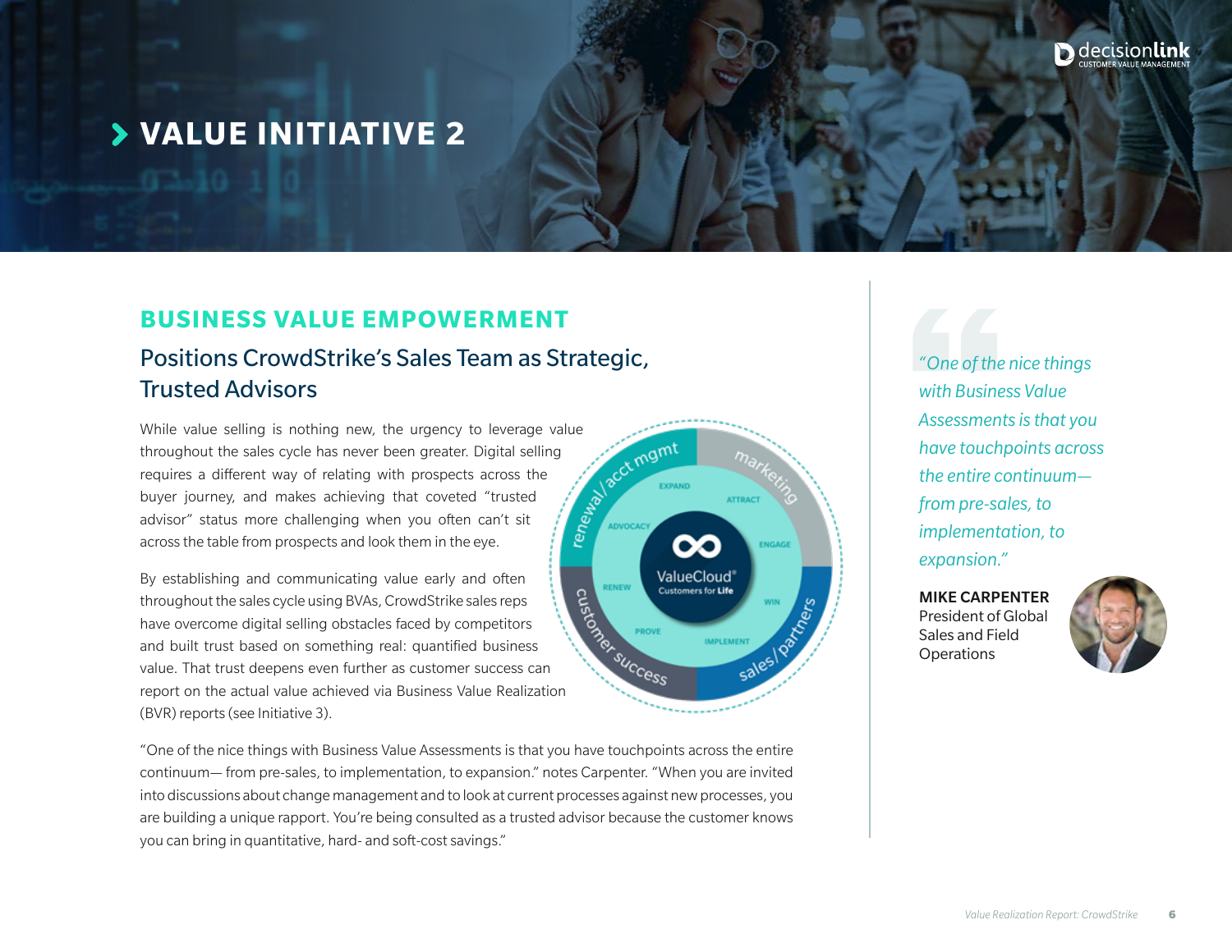# VALUE INITIATIVE 2

## BUSINESS VALUE EMPOWERMENT

### Positions CrowdStrike's Sales Team as Strategic, Trusted Advisors

While value selling is nothing new, the urgency to leverage value throughout the sales cycle has never been greater. Digital selling requires a different way of relating with prospects across the buyer journey, and makes achieving that coveted "trusted advisor" status more challenging when you often can't sit across the table from prospects and look them in the eye.

By establishing and communicating value early and often throughout the sales cycle using BVAs, CrowdStrike sales reps have overcome digital selling obstacles faced by competitors and built trust based on something real: quantified business value. That trust deepens even further as customer success can report on the actual value achieved via Business Value Realization (BVR) reports (see Initiative 3).

"One of the nice things with Business Value Assessments is that you have touchpoints across the entire continuum— from pre-sales, to implementation, to expansion." notes Carpenter. "When you are invited into discussions about change management and to look at current processes against new processes, you are building a unique rapport. You're being consulted as a trusted advisor because the customer knows you can bring in quantitative, hard- and soft-cost savings."

> *"One of the nice things with Business Value Assessments is that you have touchpoints across the entire continuum— from pre-sales, to implementation, to expansion."*
>
> **MIKE CARPENTER**
> President of Global Sales and Field Operations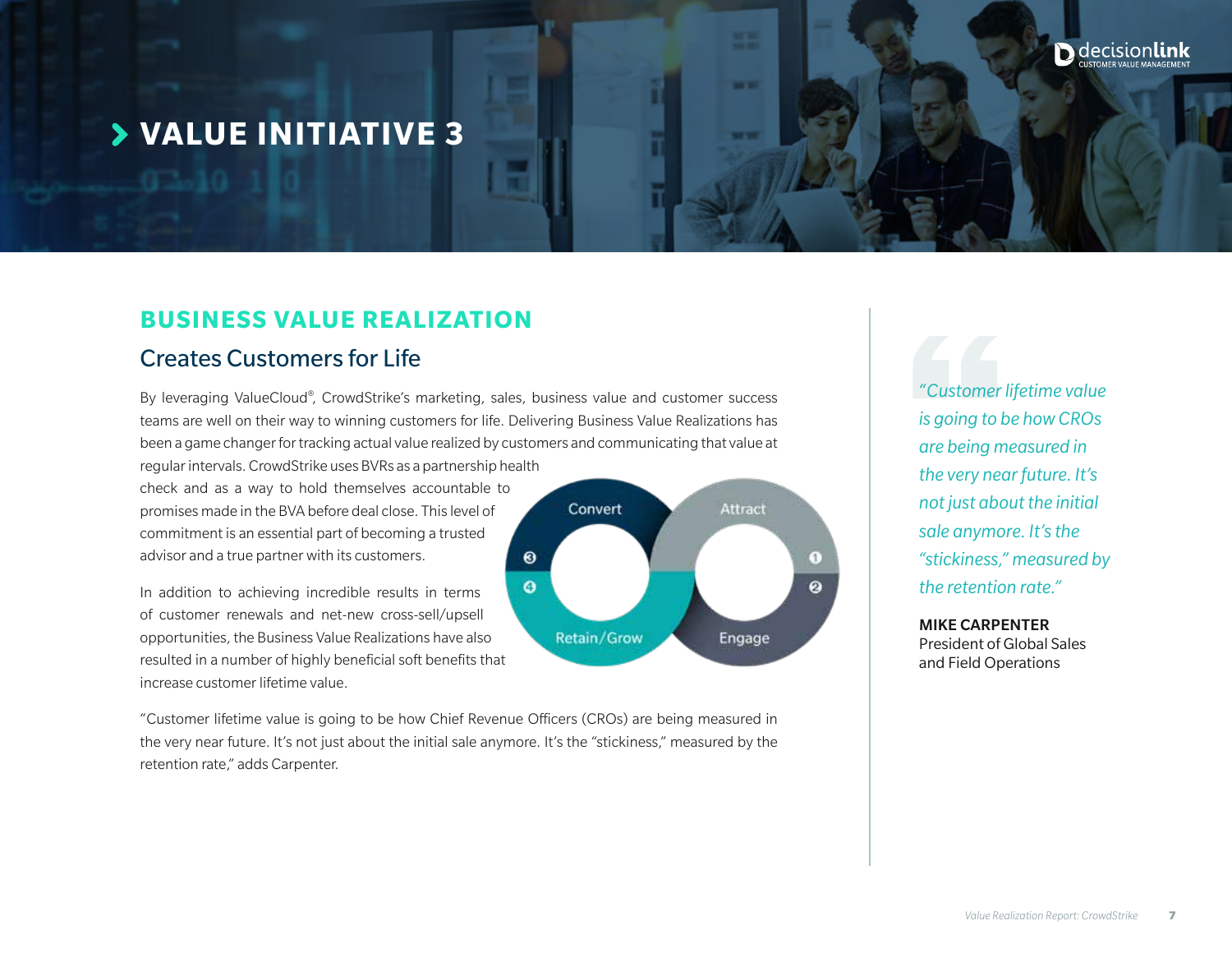# VALUE INITIATIVE 3

## BUSINESS VALUE REALIZATION

### Creates Customers for Life

By leveraging ValueCloud®, CrowdStrike's marketing, sales, business value and customer success teams are well on their way to winning customers for life. Delivering Business Value Realizations has been a game changer for tracking actual value realized by customers and communicating that value at regular intervals. CrowdStrike uses BVRs as a partnership health check and as a way to hold themselves accountable to promises made in the BVA before deal close. This level of commitment is an essential part of becoming a trusted advisor and a true partner with its customers.

In addition to achieving incredible results in terms of customer renewals and net-new cross-sell/upsell opportunities, the Business Value Realizations have also resulted in a number of highly beneficial soft benefits that increase customer lifetime value.

Attract ❶ · Engage ❷ · Convert ❸ · Retain/Grow ❹

"Customer lifetime value is going to be how Chief Revenue Officers (CROs) are being measured in the very near future. It's not just about the initial sale anymore. It's the "stickiness," measured by the retention rate," adds Carpenter.

> *"Customer lifetime value is going to be how CROs are being measured in the very near future. It's not just about the initial sale anymore. It's the "stickiness," measured by the retention rate."*
>
> **MIKE CARPENTER**
> President of Global Sales and Field Operations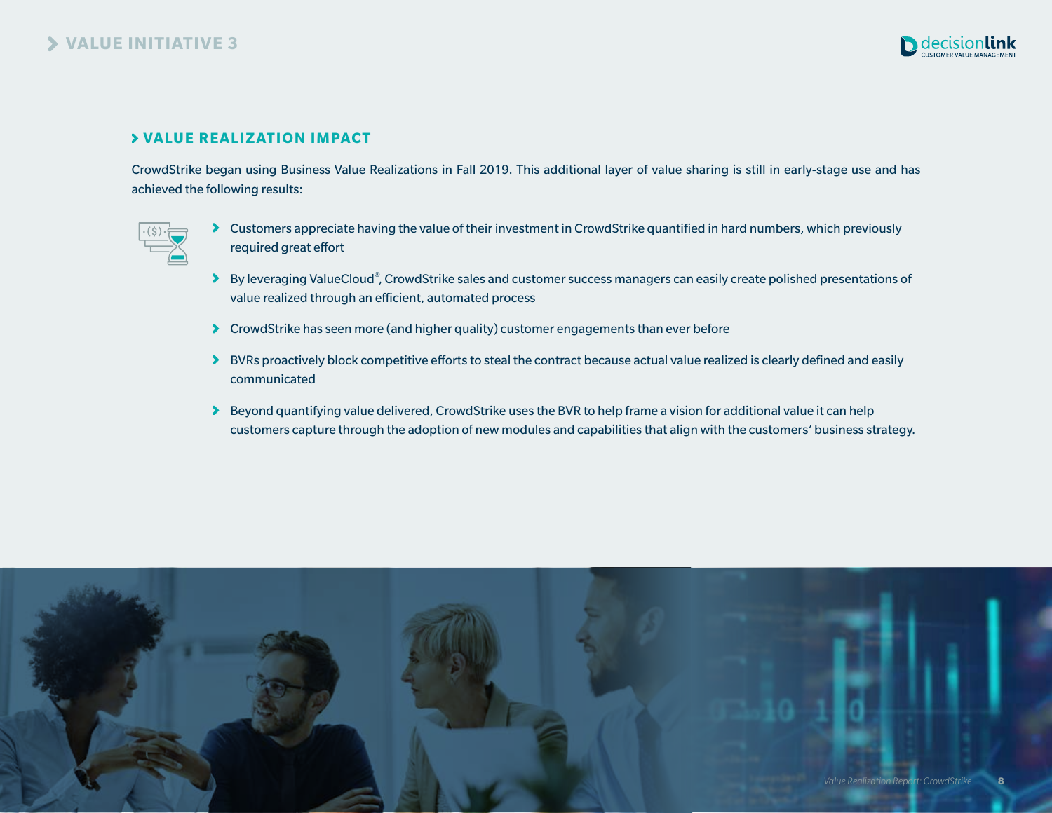## VALUE INITIATIVE 3

### VALUE REALIZATION IMPACT

CrowdStrike began using Business Value Realizations in Fall 2019. This additional layer of value sharing is still in early-stage use and has achieved the following results:

- Customers appreciate having the value of their investment in CrowdStrike quantified in hard numbers, which previously required great effort
- By leveraging ValueCloud®, CrowdStrike sales and customer success managers can easily create polished presentations of value realized through an efficient, automated process
- CrowdStrike has seen more (and higher quality) customer engagements than ever before
- BVRs proactively block competitive efforts to steal the contract because actual value realized is clearly defined and easily communicated
- Beyond quantifying value delivered, CrowdStrike uses the BVR to help frame a vision for additional value it can help customers capture through the adoption of new modules and capabilities that align with the customers' business strategy.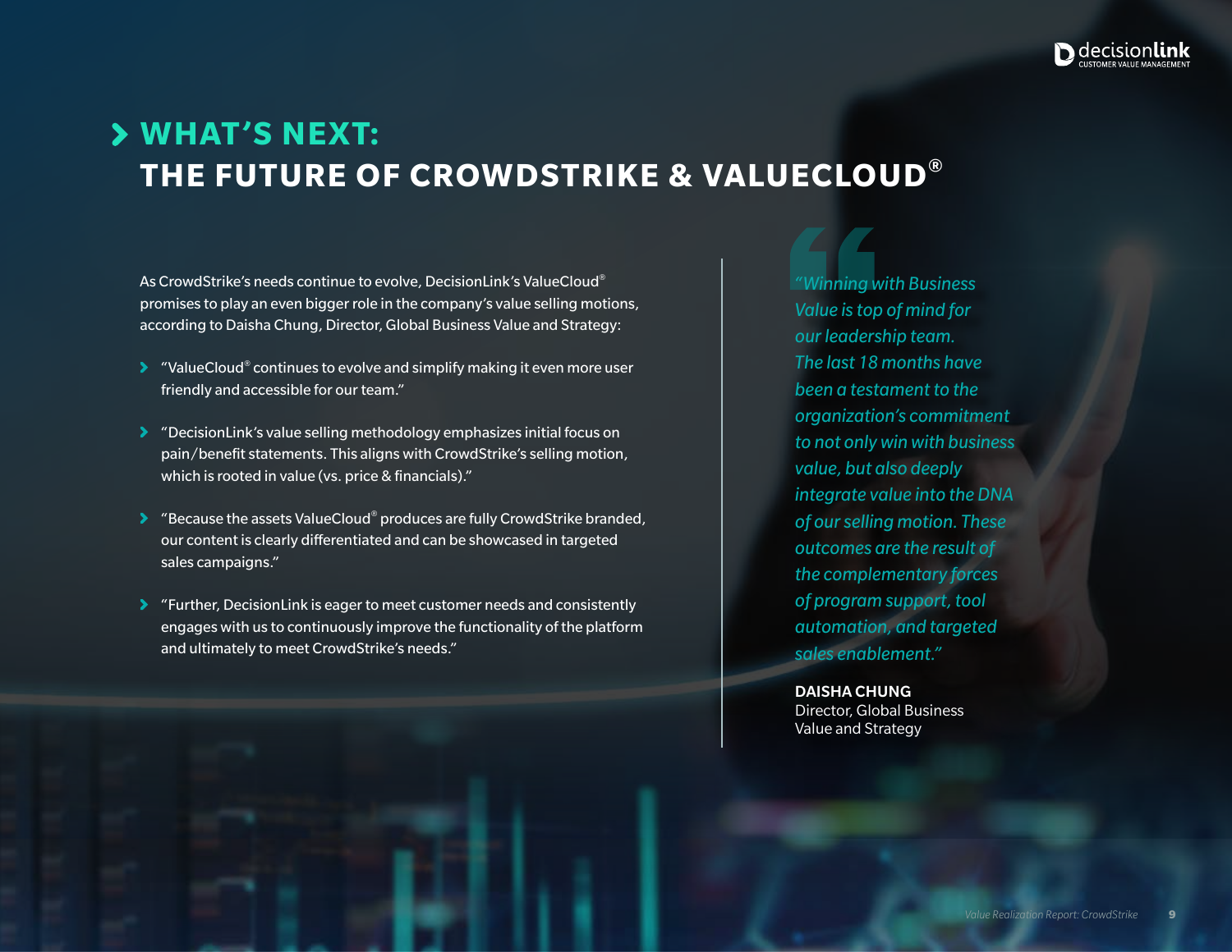# WHAT'S NEXT: THE FUTURE OF CROWDSTRIKE & VALUECLOUD®

As CrowdStrike's needs continue to evolve, DecisionLink's ValueCloud® promises to play an even bigger role in the company's value selling motions, according to Daisha Chung, Director, Global Business Value and Strategy:

- "ValueCloud® continues to evolve and simplify making it even more user friendly and accessible for our team."
- "DecisionLink's value selling methodology emphasizes initial focus on pain/benefit statements. This aligns with CrowdStrike's selling motion, which is rooted in value (vs. price & financials)."
- "Because the assets ValueCloud® produces are fully CrowdStrike branded, our content is clearly differentiated and can be showcased in targeted sales campaigns."
- "Further, DecisionLink is eager to meet customer needs and consistently engages with us to continuously improve the functionality of the platform and ultimately to meet CrowdStrike's needs."

> *"Winning with Business Value is top of mind for our leadership team. The last 18 months have been a testament to the organization's commitment to not only win with business value, but also deeply integrate value into the DNA of our selling motion. These outcomes are the result of the complementary forces of program support, tool automation, and targeted sales enablement."*
>
> **DAISHA CHUNG**
> Director, Global Business Value and Strategy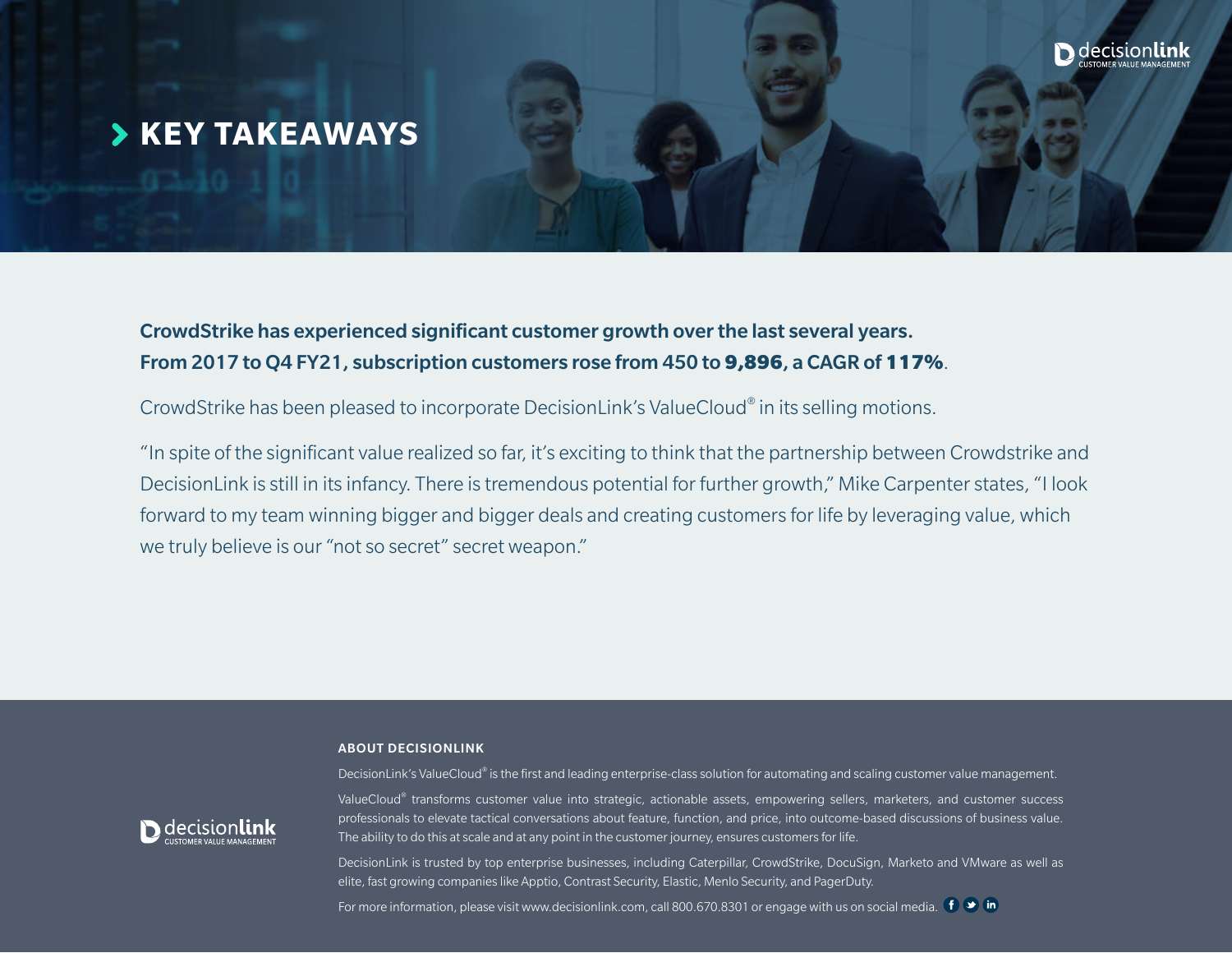# KEY TAKEAWAYS

**CrowdStrike has experienced significant customer growth over the last several years. From 2017 to Q4 FY21, subscription customers rose from 450 to 9,896, a CAGR of 117%**.

CrowdStrike has been pleased to incorporate DecisionLink's ValueCloud® in its selling motions.

"In spite of the significant value realized so far, it's exciting to think that the partnership between Crowdstrike and DecisionLink is still in its infancy. There is tremendous potential for further growth," Mike Carpenter states, "I look forward to my team winning bigger and bigger deals and creating customers for life by leveraging value, which we truly believe is our "not so secret" secret weapon."

## ABOUT DECISIONLINK

DecisionLink's ValueCloud® is the first and leading enterprise-class solution for automating and scaling customer value management.

ValueCloud® transforms customer value into strategic, actionable assets, empowering sellers, marketers, and customer success professionals to elevate tactical conversations about feature, function, and price, into outcome-based discussions of business value. The ability to do this at scale and at any point in the customer journey, ensures customers for life.

DecisionLink is trusted by top enterprise businesses, including Caterpillar, CrowdStrike, DocuSign, Marketo and VMware as well as elite, fast growing companies like Apptio, Contrast Security, Elastic, Menlo Security, and PagerDuty.

For more information, please visit www.decisionlink.com, call 800.670.8301 or engage with us on social media.